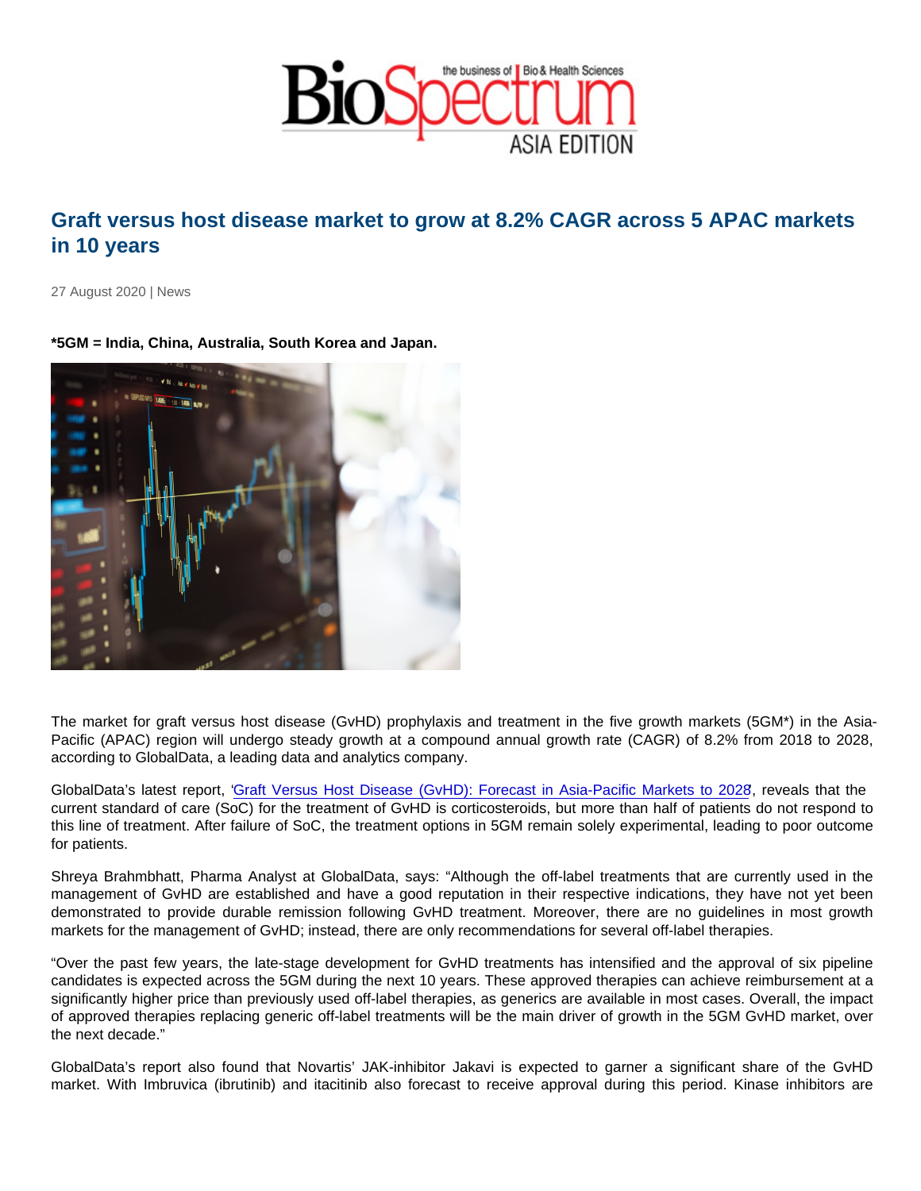# Graft versus host disease market to grow at 8.2% CAGR across 5 APAC markets in 10 years

27 August 2020 | News

**\*5GM = India, China, Australia, South Korea and Japan.**

The market for graft versus host disease (GvHD) prophylaxis and treatment in the five growth markets (5GM*) in the Asia-Pacific (APAC) region will undergo steady growth at a compound annual growth rate (CAGR) of 8.2% from 2018 to 2028, according to GlobalData, a leading data and analytics company.

GlobalData's latest report, '[Graft Versus Host Disease (GvHD): Forecast in Asia-Pacific Markets to 2028]', reveals that the current standard of care (SoC) for the treatment of GvHD is corticosteroids, but more than half of patients do not respond to this line of treatment. After failure of SoC, the treatment options in 5GM remain solely experimental, leading to poor outcome for patients.

Shreya Brahmbhatt, Pharma Analyst at GlobalData, says: "Although the off-label treatments that are currently used in the management of GvHD are established and have a good reputation in their respective indications, they have not yet been demonstrated to provide durable remission following GvHD treatment. Moreover, there are no guidelines in most growth markets for the management of GvHD; instead, there are only recommendations for several off-label therapies.

"Over the past few years, the late-stage development for GvHD treatments has intensified and the approval of six pipeline candidates is expected across the 5GM during the next 10 years. These approved therapies can achieve reimbursement at a significantly higher price than previously used off-label therapies, as generics are available in most cases. Overall, the impact of approved therapies replacing generic off-label treatments will be the main driver of growth in the 5GM GvHD market, over the next decade."

GlobalData's report also found that Novartis' JAK-inhibitor Jakavi is expected to garner a significant share of the GvHD market. With Imbruvica (ibrutinib) and itacitinib also forecast to receive approval during this period. Kinase inhibitors are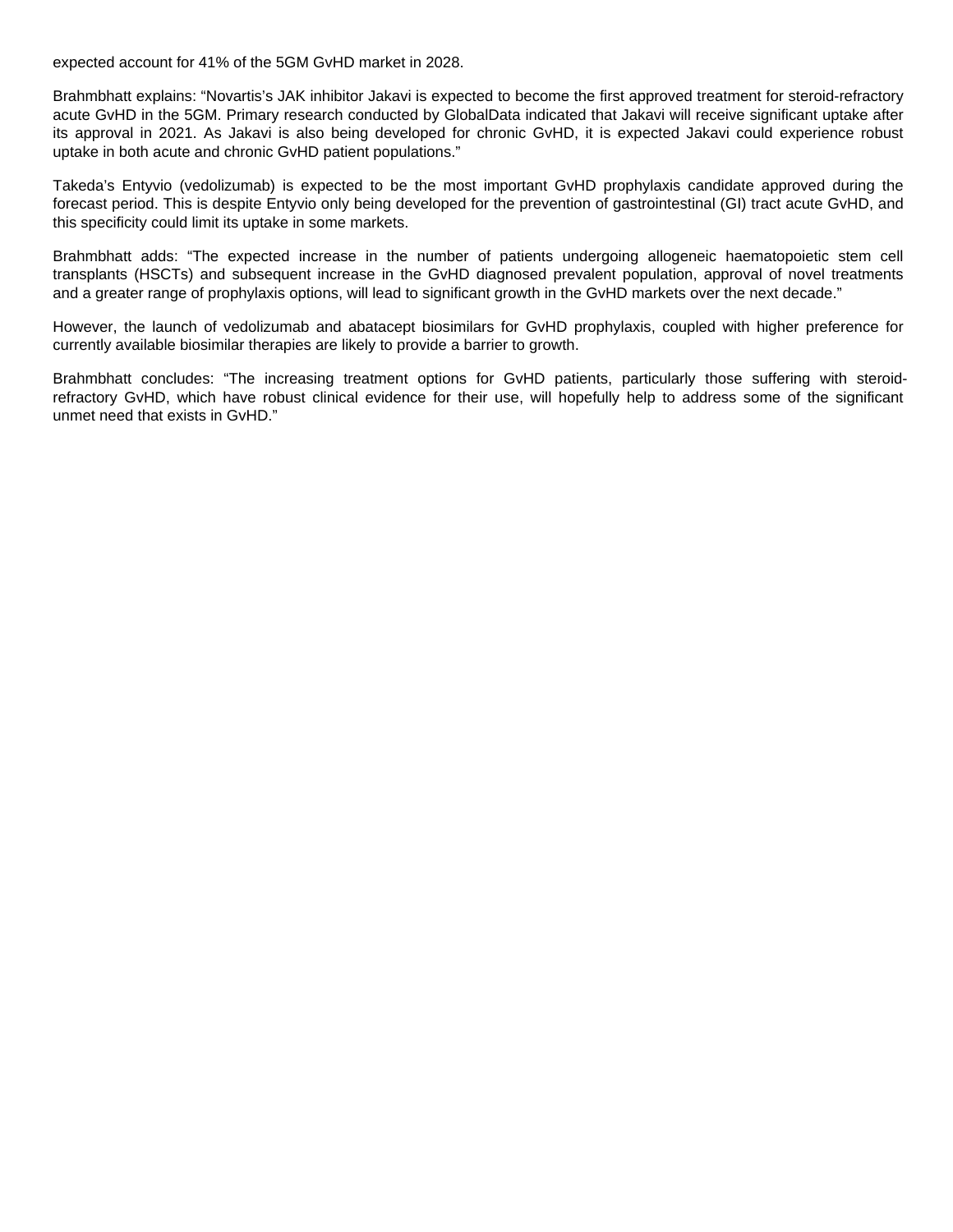expected account for 41% of the 5GM GvHD market in 2028.

Brahmbhatt explains: “Novartis’s JAK inhibitor Jakavi is expected to become the first approved treatment for steroid-refractory acute GvHD in the 5GM. Primary research conducted by GlobalData indicated that Jakavi will receive significant uptake after its approval in 2021. As Jakavi is also being developed for chronic GvHD, it is expected Jakavi could experience robust uptake in both acute and chronic GvHD patient populations.”

Takeda’s Entyvio (vedolizumab) is expected to be the most important GvHD prophylaxis candidate approved during the forecast period. This is despite Entyvio only being developed for the prevention of gastrointestinal (GI) tract acute GvHD, and this specificity could limit its uptake in some markets.

Brahmbhatt adds: “The expected increase in the number of patients undergoing allogeneic haematopoietic stem cell transplants (HSCTs) and subsequent increase in the GvHD diagnosed prevalent population, approval of novel treatments and a greater range of prophylaxis options, will lead to significant growth in the GvHD markets over the next decade.”

However, the launch of vedolizumab and abatacept biosimilars for GvHD prophylaxis, coupled with higher preference for currently available biosimilar therapies are likely to provide a barrier to growth.

Brahmbhatt concludes: “The increasing treatment options for GvHD patients, particularly those suffering with steroid-refractory GvHD, which have robust clinical evidence for their use, will hopefully help to address some of the significant unmet need that exists in GvHD.”